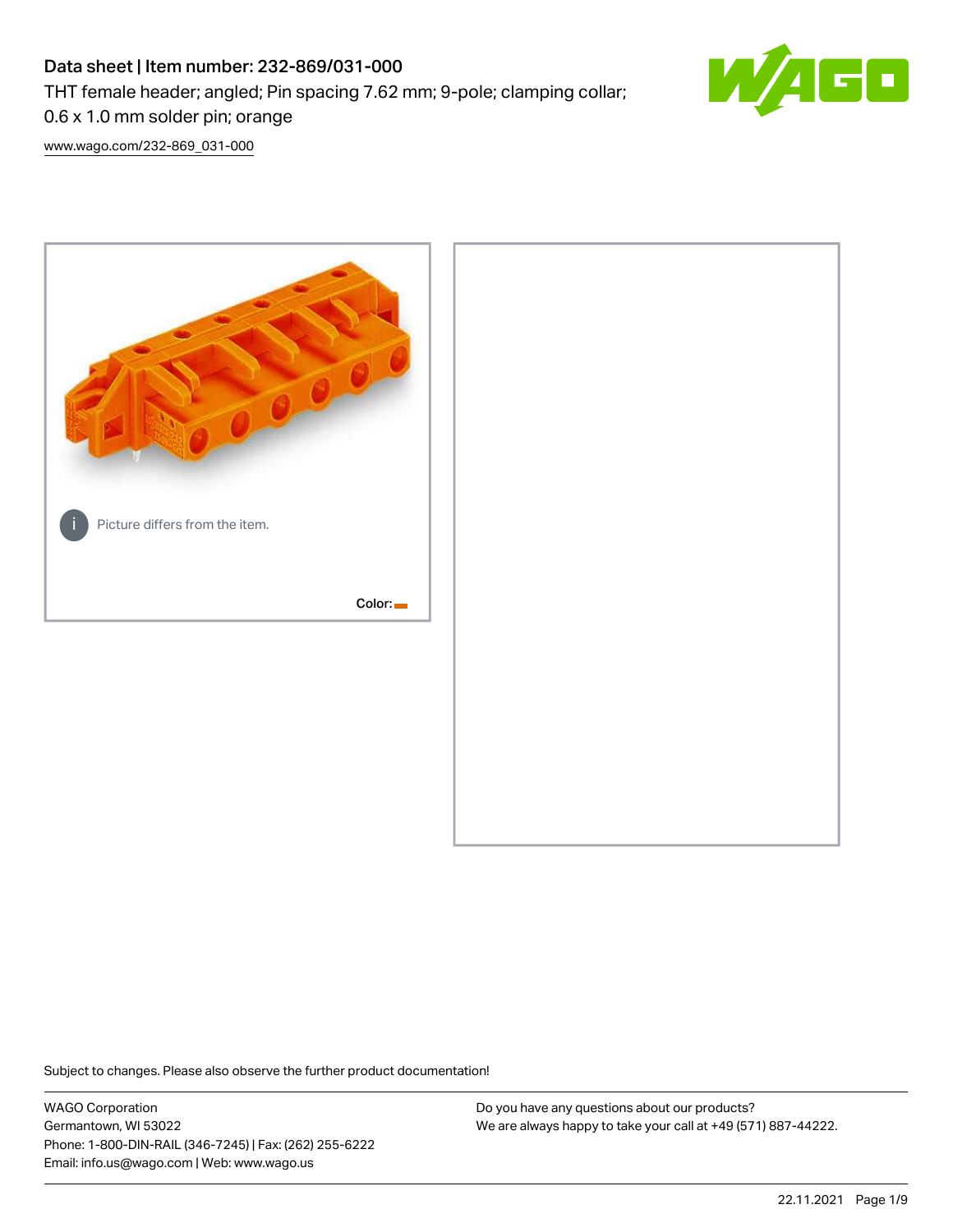# Data sheet | Item number: 232-869/031-000

THT female header; angled; Pin spacing 7.62 mm; 9-pole; clamping collar; 0.6 x 1.0 mm solder pin; orange

[www.wago.com/232-869_031-000](www.wago.com/232-869_031-000)

Picture differs from the item.

Color:

Subject to changes. Please also observe the further product documentation!

WAGO Corporation
Germantown, WI 53022
Phone: 1-800-DIN-RAIL (346-7245) | Fax: (262) 255-6222
Email: info.us@wago.com | Web: www.wago.us

Do you have any questions about our products?
We are always happy to take your call at +49 (571) 887-44222.

22.11.2021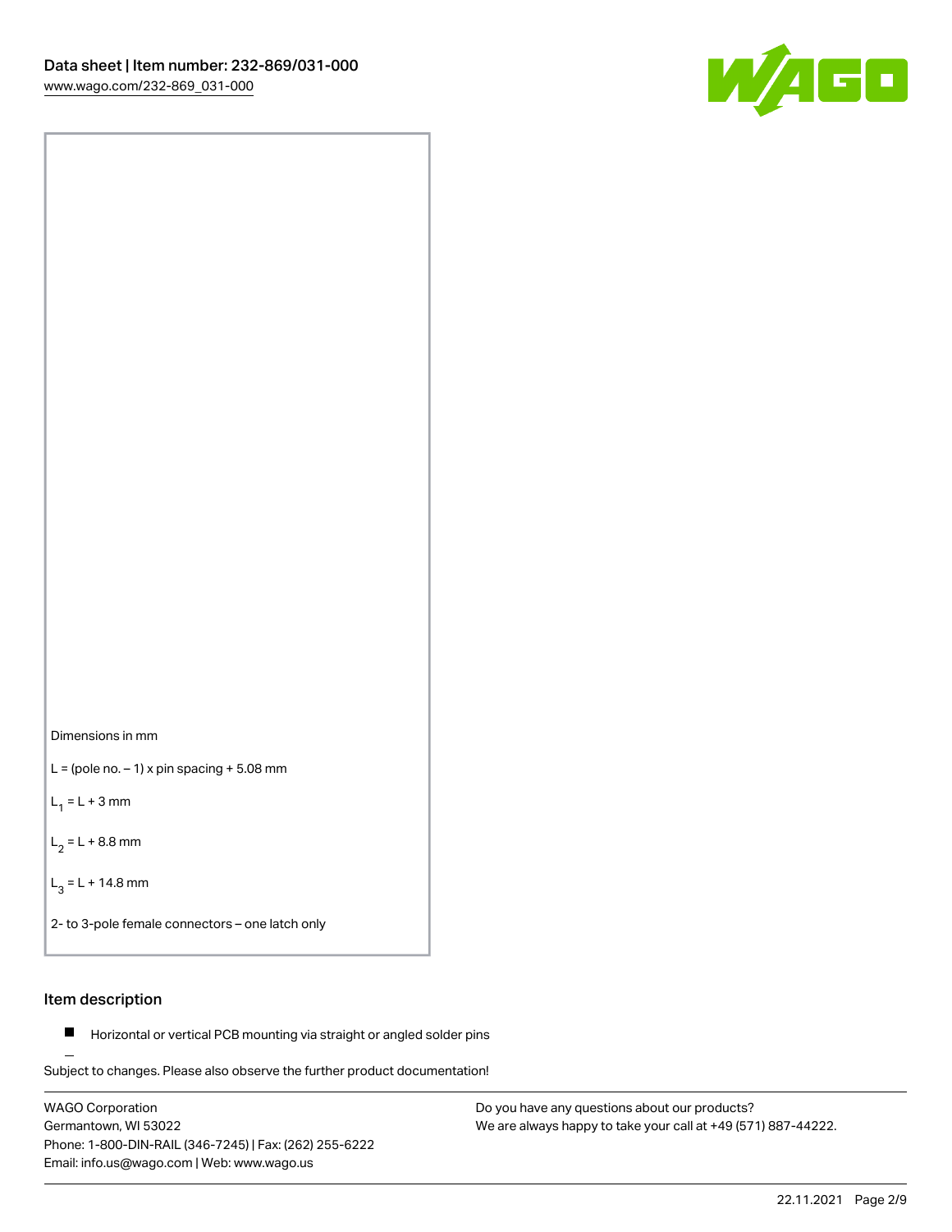Dimensions in mm

L = (pole no. – 1) x pin spacing + 5.08 mm

$L_1$ = L + 3 mm

$L_2$ = L + 8.8 mm

$L_3$ = L + 14.8 mm

2- to 3-pole female connectors – one latch only

## Item description

- Horizontal or vertical PCB mounting via straight or angled solder pins

Subject to changes. Please also observe the further product documentation!

WAGO Corporation
Germantown, WI 53022
Phone: 1-800-DIN-RAIL (346-7245) | Fax: (262) 255-6222
Email: info.us@wago.com | Web: www.wago.us

Do you have any questions about our products?
We are always happy to take your call at +49 (571) 887-44222.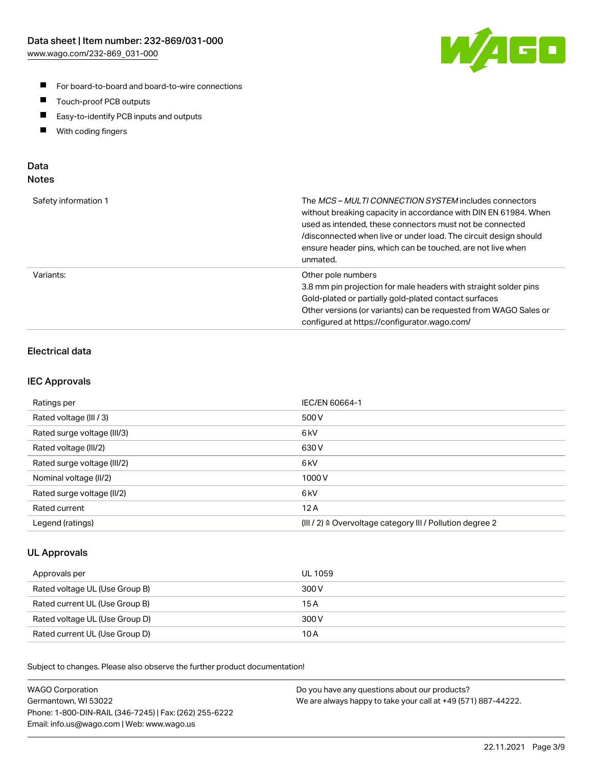- For board-to-board and board-to-wire connections
- Touch-proof PCB outputs
- Easy-to-identify PCB inputs and outputs
- With coding fingers

## Data
### Notes

| | |
|---|---|
| Safety information 1 | The *MCS – MULTI CONNECTION SYSTEM* includes connectors without breaking capacity in accordance with DIN EN 61984. When used as intended, these connectors must not be connected /disconnected when live or under load. The circuit design should ensure header pins, which can be touched, are not live when unmated. |
| Variants: | Other pole numbers<br>3.8 mm pin projection for male headers with straight solder pins<br>Gold-plated or partially gold-plated contact surfaces<br>Other versions (or variants) can be requested from WAGO Sales or configured at https://configurator.wago.com/ |

### Electrical data

### IEC Approvals

| | |
|---|---|
| Ratings per | IEC/EN 60664-1 |
| Rated voltage (III / 3) | 500 V |
| Rated surge voltage (III/3) | 6 kV |
| Rated voltage (III/2) | 630 V |
| Rated surge voltage (III/2) | 6 kV |
| Nominal voltage (II/2) | 1000 V |
| Rated surge voltage (II/2) | 6 kV |
| Rated current | 12 A |
| Legend (ratings) | (III / 2) ≙ Overvoltage category III / Pollution degree 2 |

### UL Approvals

| | |
|---|---|
| Approvals per | UL 1059 |
| Rated voltage UL (Use Group B) | 300 V |
| Rated current UL (Use Group B) | 15 A |
| Rated voltage UL (Use Group D) | 300 V |
| Rated current UL (Use Group D) | 10 A |

Subject to changes. Please also observe the further product documentation!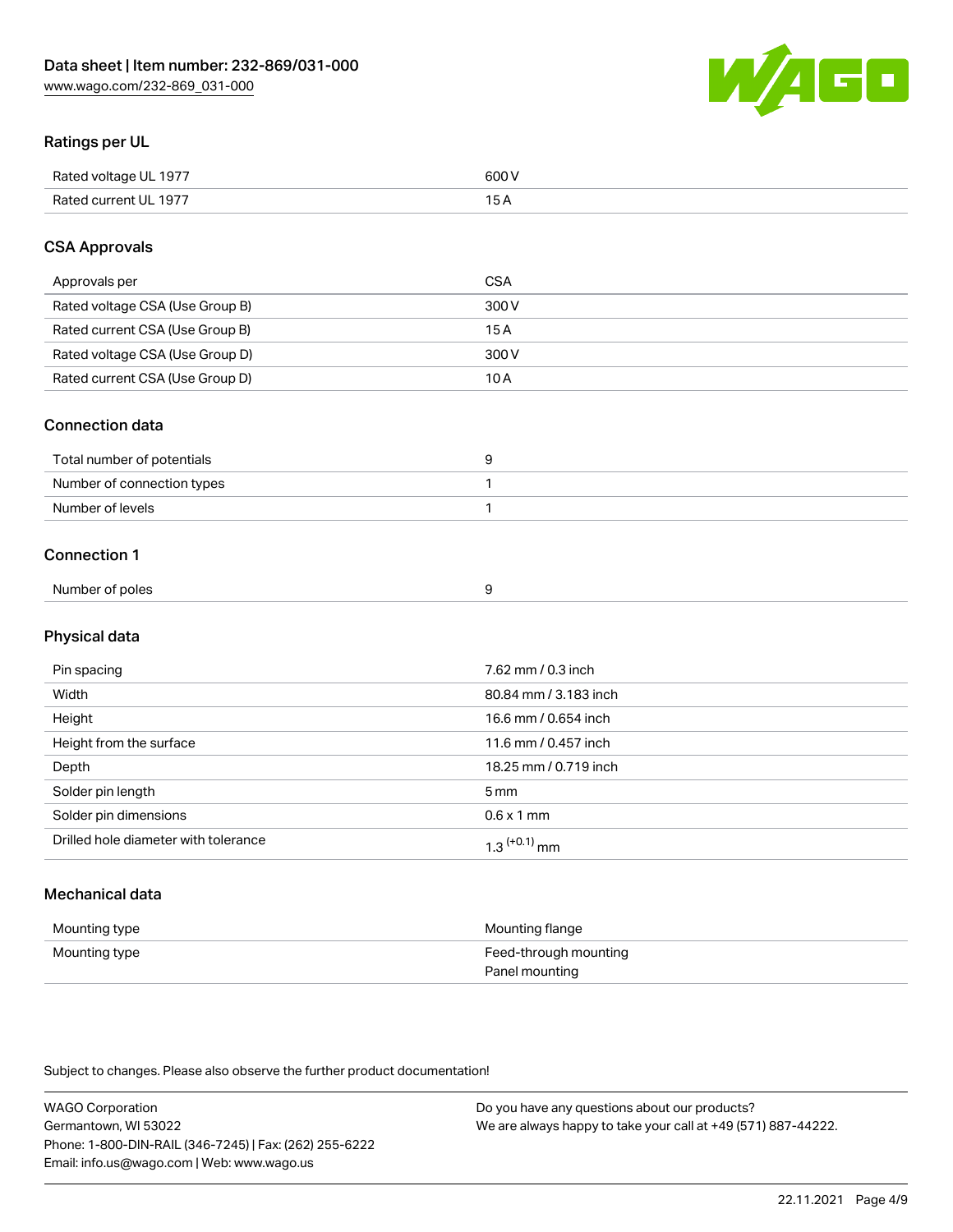## Ratings per UL

| | |
|---|---|
| Rated voltage UL 1977 | 600 V |
| Rated current UL 1977 | 15 A |

## CSA Approvals

| | |
|---|---|
| Approvals per | CSA |
| Rated voltage CSA (Use Group B) | 300 V |
| Rated current CSA (Use Group B) | 15 A |
| Rated voltage CSA (Use Group D) | 300 V |
| Rated current CSA (Use Group D) | 10 A |

## Connection data

| | |
|---|---|
| Total number of potentials | 9 |
| Number of connection types | 1 |
| Number of levels | 1 |

## Connection 1

| | |
|---|---|
| Number of poles | 9 |

## Physical data

| | |
|---|---|
| Pin spacing | 7.62 mm / 0.3 inch |
| Width | 80.84 mm / 3.183 inch |
| Height | 16.6 mm / 0.654 inch |
| Height from the surface | 11.6 mm / 0.457 inch |
| Depth | 18.25 mm / 0.719 inch |
| Solder pin length | 5 mm |
| Solder pin dimensions | 0.6 x 1 mm |
| Drilled hole diameter with tolerance | $1.3^{(+0.1)}$ mm |

## Mechanical data

| | |
|---|---|
| Mounting type | Mounting flange |
| Mounting type | Feed-through mounting<br>Panel mounting |

Subject to changes. Please also observe the further product documentation!

WAGO Corporation
Germantown, WI 53022
Phone: 1-800-DIN-RAIL (346-7245) | Fax: (262) 255-6222
Email: info.us@wago.com | Web: www.wago.us

Do you have any questions about our products?
We are always happy to take your call at +49 (571) 887-44222.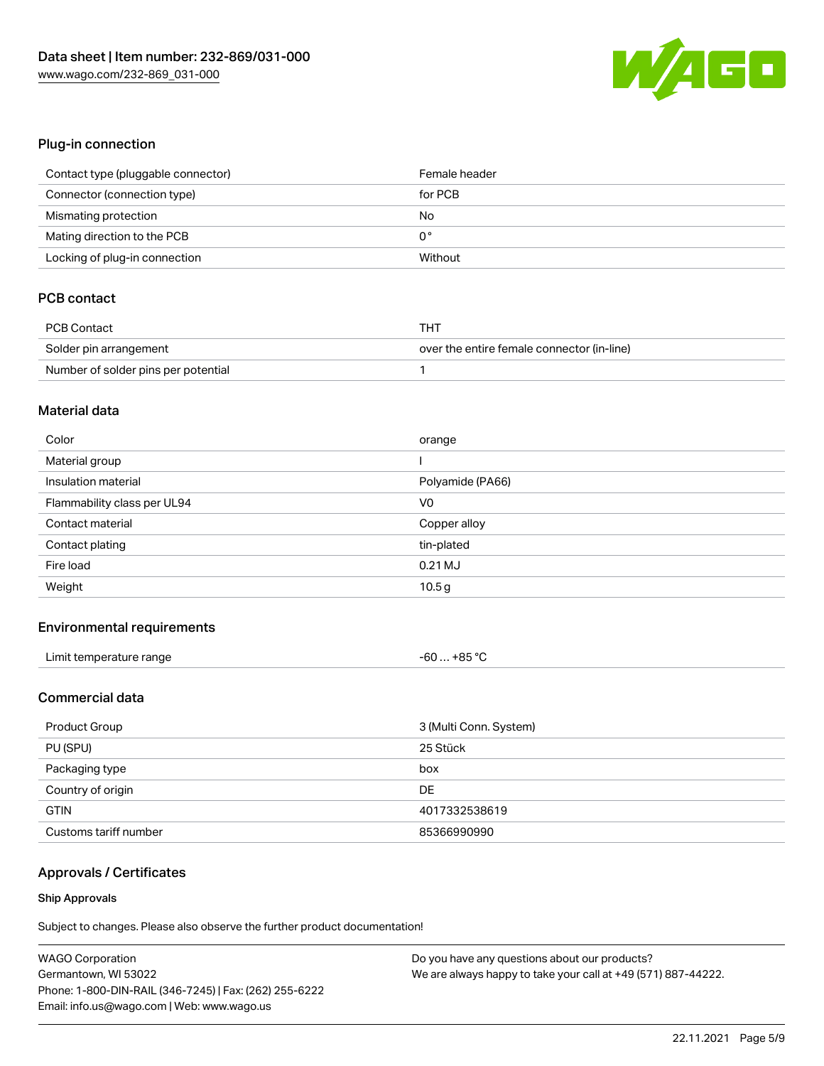## Plug-in connection

| | |
|---|---|
| Contact type (pluggable connector) | Female header |
| Connector (connection type) | for PCB |
| Mismating protection | No |
| Mating direction to the PCB | 0 ° |
| Locking of plug-in connection | Without |

## PCB contact

| | |
|---|---|
| PCB Contact | THT |
| Solder pin arrangement | over the entire female connector (in-line) |
| Number of solder pins per potential | 1 |

## Material data

| | |
|---|---|
| Color | orange |
| Material group | I |
| Insulation material | Polyamide (PA66) |
| Flammability class per UL94 | V0 |
| Contact material | Copper alloy |
| Contact plating | tin-plated |
| Fire load | 0.21 MJ |
| Weight | 10.5 g |

## Environmental requirements

| | |
|---|---|
| Limit temperature range | -60 … +85 °C |

## Commercial data

| | |
|---|---|
| Product Group | 3 (Multi Conn. System) |
| PU (SPU) | 25 Stück |
| Packaging type | box |
| Country of origin | DE |
| GTIN | 4017332538619 |
| Customs tariff number | 85366990990 |

## Approvals / Certificates

#### Ship Approvals

Subject to changes. Please also observe the further product documentation!

WAGO Corporation
Germantown, WI 53022
Phone: 1-800-DIN-RAIL (346-7245) | Fax: (262) 255-6222
Email: info.us@wago.com | Web: www.wago.us

Do you have any questions about our products?
We are always happy to take your call at +49 (571) 887-44222.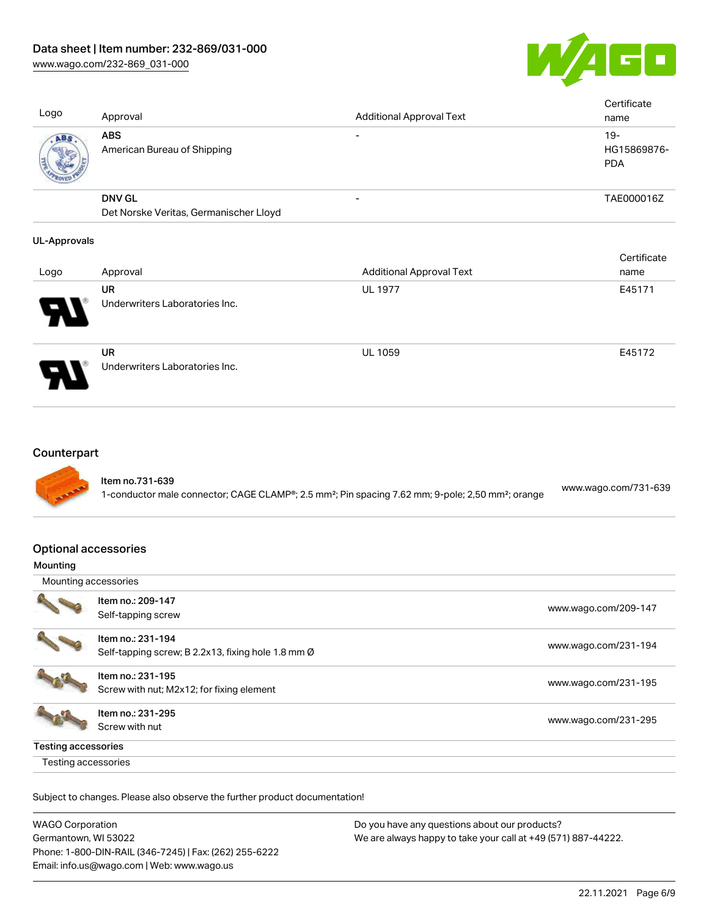| Logo | Approval | Additional Approval Text | Certificate name |
| --- | --- | --- | --- |
| | **ABS**<br>American Bureau of Shipping | - | 19-HG15869876-PDA |
| | **DNV GL**<br>Det Norske Veritas, Germanischer Lloyd | - | TAE000016Z |

**UL-Approvals**

| Logo | Approval | Additional Approval Text | Certificate name |
| --- | --- | --- | --- |
| | **UR**<br>Underwriters Laboratories Inc. | UL 1977 | E45171 |
| | **UR**<br>Underwriters Laboratories Inc. | UL 1059 | E45172 |

## Counterpart

| Item | Link |
| --- | --- |
| Item no.731-639<br>1-conductor male connector; CAGE CLAMP®; 2.5 mm²; Pin spacing 7.62 mm; 9-pole; 2,50 mm²; orange | www.wago.com/731-639 |

## Optional accessories

**Mounting**

| Mounting accessories | |
| --- | --- |
| Item no.: 209-147<br>Self-tapping screw | www.wago.com/209-147 |
| Item no.: 231-194<br>Self-tapping screw; B 2.2x13, fixing hole 1.8 mm Ø | www.wago.com/231-194 |
| Item no.: 231-195<br>Screw with nut; M2x12; for fixing element | www.wago.com/231-195 |
| Item no.: 231-295<br>Screw with nut | www.wago.com/231-295 |

**Testing accessories**

Testing accessories

Subject to changes. Please also observe the further product documentation!

WAGO Corporation
Germantown, WI 53022
Phone: 1-800-DIN-RAIL (346-7245) | Fax: (262) 255-6222
Email: info.us@wago.com | Web: www.wago.us

Do you have any questions about our products?
We are always happy to take your call at +49 (571) 887-44222.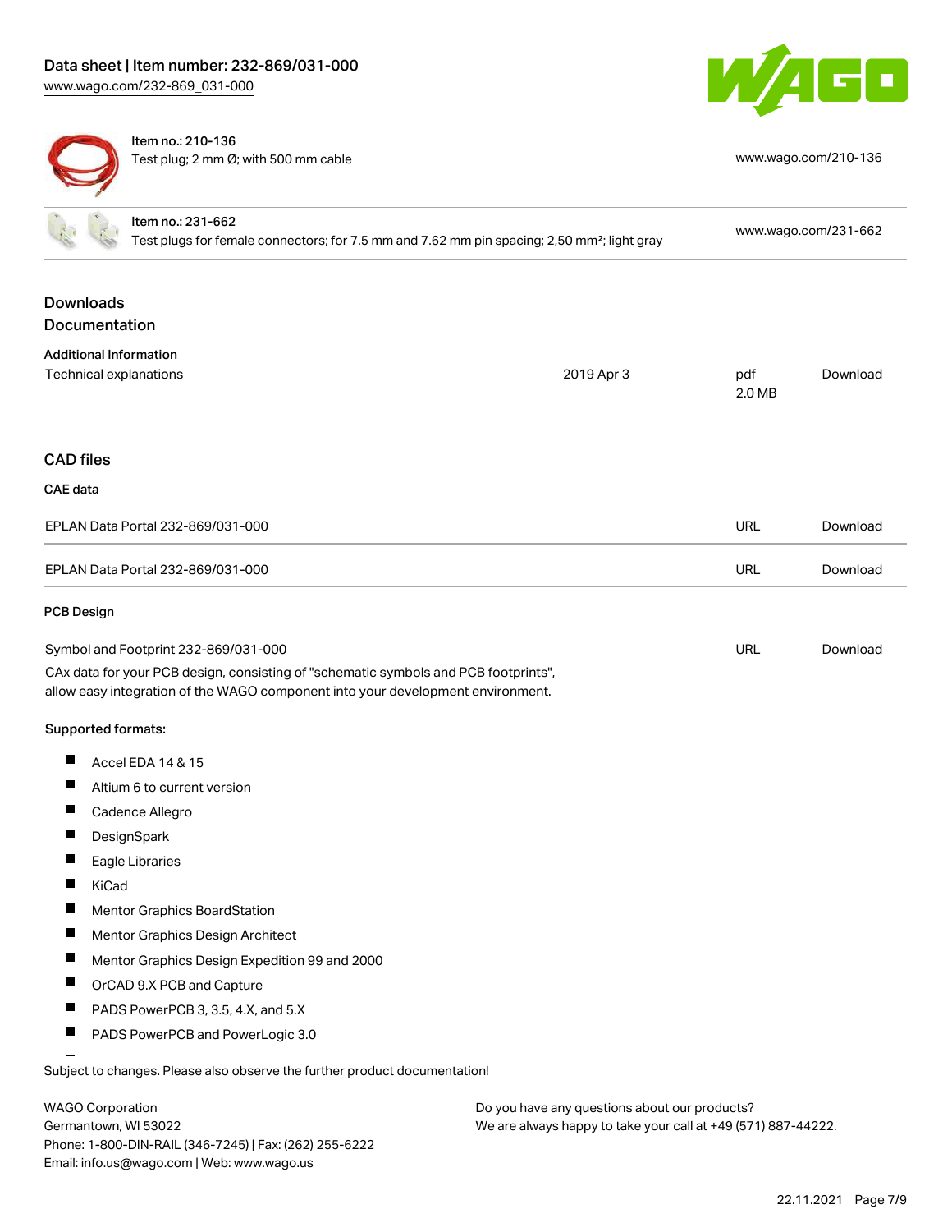| | | |
|---|---|---|
| Item no.: 210-136<br>Test plug; 2 mm Ø; with 500 mm cable | | www.wago.com/210-136 |
| Item no.: 231-662<br>Test plugs for female connectors; for 7.5 mm and 7.62 mm pin spacing; 2,50 mm²; light gray | | www.wago.com/231-662 |

## Downloads
## Documentation

### Additional Information

| | | | |
|---|---|---|---|
| Technical explanations | 2019 Apr 3 | pdf<br>2.0 MB | Download |

## CAD files

### CAE data

| | | |
|---|---|---|
| EPLAN Data Portal 232-869/031-000 | URL | Download |
| EPLAN Data Portal 232-869/031-000 | URL | Download |

### PCB Design

| | | |
|---|---|---|
| Symbol and Footprint 232-869/031-000 | URL | Download |

CAx data for your PCB design, consisting of "schematic symbols and PCB footprints", allow easy integration of the WAGO component into your development environment.

**Supported formats:**

- Accel EDA 14 & 15
- Altium 6 to current version
- Cadence Allegro
- DesignSpark
- Eagle Libraries
- KiCad
- Mentor Graphics BoardStation
- Mentor Graphics Design Architect
- Mentor Graphics Design Expedition 99 and 2000
- OrCAD 9.X PCB and Capture
- PADS PowerPCB 3, 3.5, 4.X, and 5.X
- PADS PowerPCB and PowerLogic 3.0

Subject to changes. Please also observe the further product documentation!

WAGO Corporation
Germantown, WI 53022
Phone: 1-800-DIN-RAIL (346-7245) | Fax: (262) 255-6222
Email: info.us@wago.com | Web: www.wago.us

Do you have any questions about our products?
We are always happy to take your call at +49 (571) 887-44222.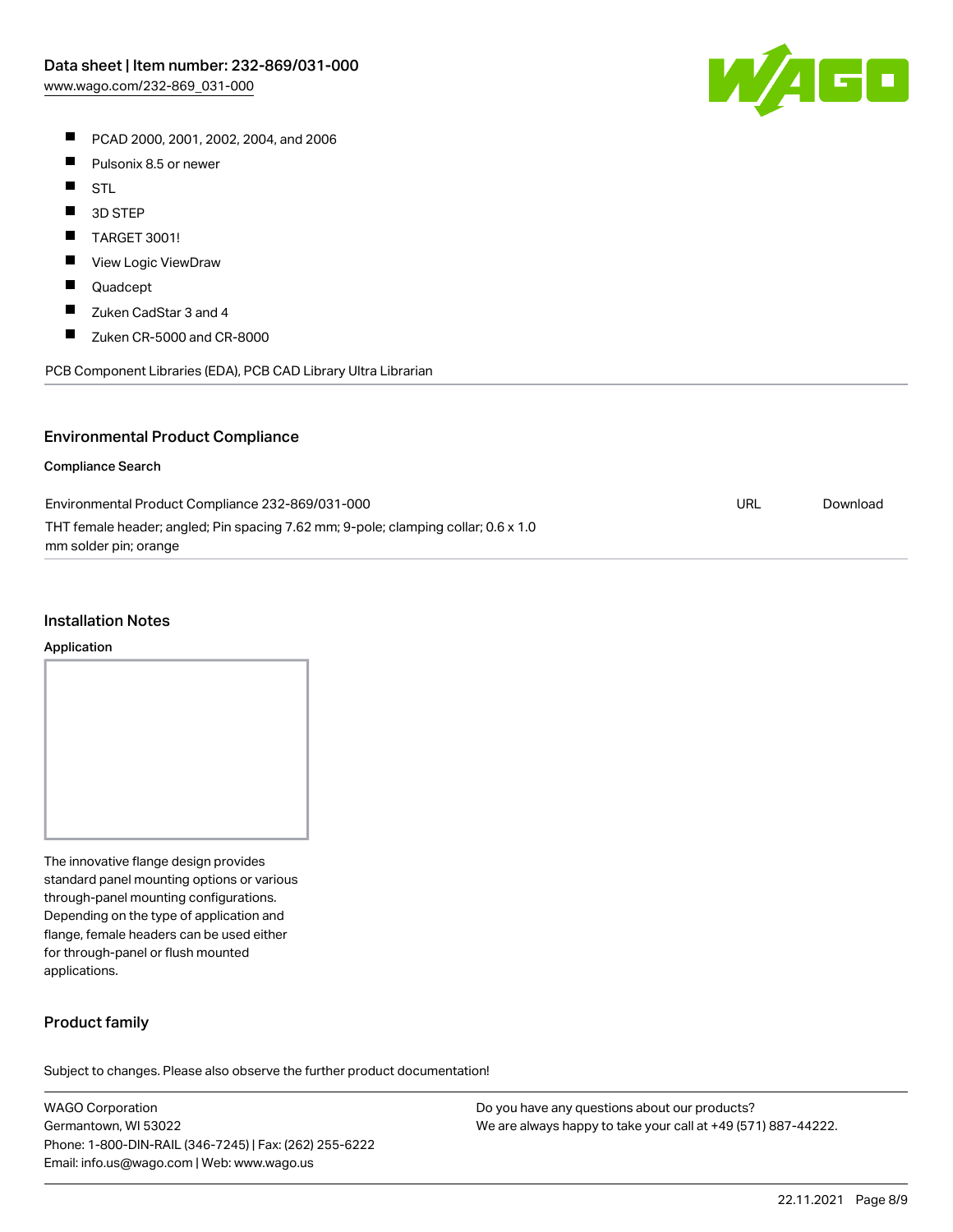- PCAD 2000, 2001, 2002, 2004, and 2006
- Pulsonix 8.5 or newer
- STL
- 3D STEP
- TARGET 3001!
- View Logic ViewDraw
- Quadcept
- Zuken CadStar 3 and 4
- Zuken CR-5000 and CR-8000

PCB Component Libraries (EDA), PCB CAD Library Ultra Librarian

## Environmental Product Compliance

### Compliance Search

| | | |
|---|---|---|
| Environmental Product Compliance 232-869/031-000<br>THT female header; angled; Pin spacing 7.62 mm; 9-pole; clamping collar; 0.6 x 1.0 mm solder pin; orange | URL | Download |

## Installation Notes

### Application

The innovative flange design provides standard panel mounting options or various through-panel mounting configurations. Depending on the type of application and flange, female headers can be used either for through-panel or flush mounted applications.

## Product family

Subject to changes. Please also observe the further product documentation!

WAGO Corporation
Germantown, WI 53022
Phone: 1-800-DIN-RAIL (346-7245) | Fax: (262) 255-6222
Email: info.us@wago.com | Web: www.wago.us

Do you have any questions about our products?
We are always happy to take your call at +49 (571) 887-44222.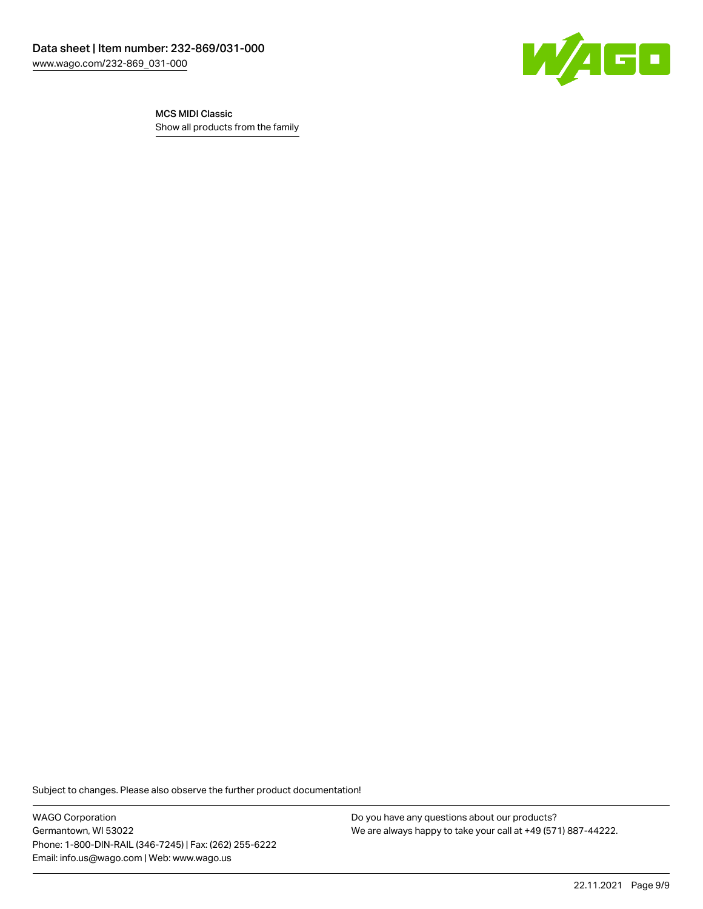MCS MIDI Classic
Show all products from the family

Subject to changes. Please also observe the further product documentation!

WAGO Corporation
Germantown, WI 53022
Phone: 1-800-DIN-RAIL (346-7245) | Fax: (262) 255-6222
Email: info.us@wago.com | Web: www.wago.us

Do you have any questions about our products?
We are always happy to take your call at +49 (571) 887-44222.